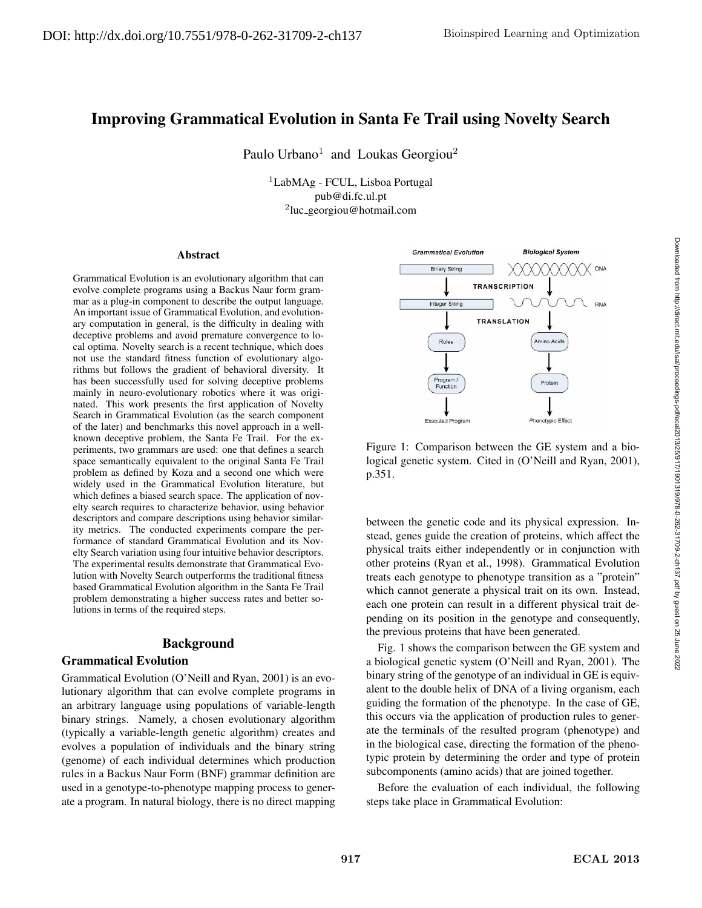# Improving Grammatical Evolution in Santa Fe Trail using Novelty Search

Paulo Urbano[1] and Loukas Georgiou[2]

[1]LabMAg - FCUL, Lisboa Portugal
pub@di.fc.ul.pt
[2]luc_georgiou@hotmail.com

## Abstract

Grammatical Evolution is an evolutionary algorithm that can evolve complete programs using a Backus Naur form grammar as a plug-in component to describe the output language. An important issue of Grammatical Evolution, and evolutionary computation in general, is the difficulty in dealing with deceptive problems and avoid premature convergence to local optima. Novelty search is a recent technique, which does not use the standard fitness function of evolutionary algorithms but follows the gradient of behavioral diversity. It has been successfully used for solving deceptive problems mainly in neuro-evolutionary robotics where it was originated. This work presents the first application of Novelty Search in Grammatical Evolution (as the search component of the later) and benchmarks this novel approach in a well-known deceptive problem, the Santa Fe Trail. For the experiments, two grammars are used: one that defines a search space semantically equivalent to the original Santa Fe Trail problem as defined by Koza and a second one which were widely used in the Grammatical Evolution literature, but which defines a biased search space. The application of novelty search requires to characterize behavior, using behavior descriptors and compare descriptions using behavior similarity metrics. The conducted experiments compare the performance of standard Grammatical Evolution and its Novelty Search variation using four intuitive behavior descriptors. The experimental results demonstrate that Grammatical Evolution with Novelty Search outperforms the traditional fitness based Grammatical Evolution algorithm in the Santa Fe Trail problem demonstrating a higher success rates and better solutions in terms of the required steps.

## Background

### Grammatical Evolution

Grammatical Evolution (O'Neill and Ryan, 2001) is an evolutionary algorithm that can evolve complete programs in an arbitrary language using populations of variable-length binary strings. Namely, a chosen evolutionary algorithm (typically a variable-length genetic algorithm) creates and evolves a population of individuals and the binary string (genome) of each individual determines which production rules in a Backus Naur Form (BNF) grammar definition are used in a genotype-to-phenotype mapping process to generate a program. In natural biology, there is no direct mapping between the genetic code and its physical expression. Instead, genes guide the creation of proteins, which affect the physical traits either independently or in conjunction with other proteins (Ryan et al., 1998). Grammatical Evolution treats each genotype to phenotype transition as a "protein" which cannot generate a physical trait on its own. Instead, each one protein can result in a different physical trait depending on its position in the genotype and consequently, the previous proteins that have been generated.

Figure 1: Comparison between the GE system and a biological genetic system. Cited in (O'Neill and Ryan, 2001), p.351.

Fig. 1 shows the comparison between the GE system and a biological genetic system (O'Neill and Ryan, 2001). The binary string of the genotype of an individual in GE is equivalent to the double helix of DNA of a living organism, each guiding the formation of the phenotype. In the case of GE, this occurs via the application of production rules to generate the terminals of the resulted program (phenotype) and in the biological case, directing the formation of the phenotypic protein by determining the order and type of protein subcomponents (amino acids) that are joined together.

Before the evaluation of each individual, the following steps take place in Grammatical Evolution: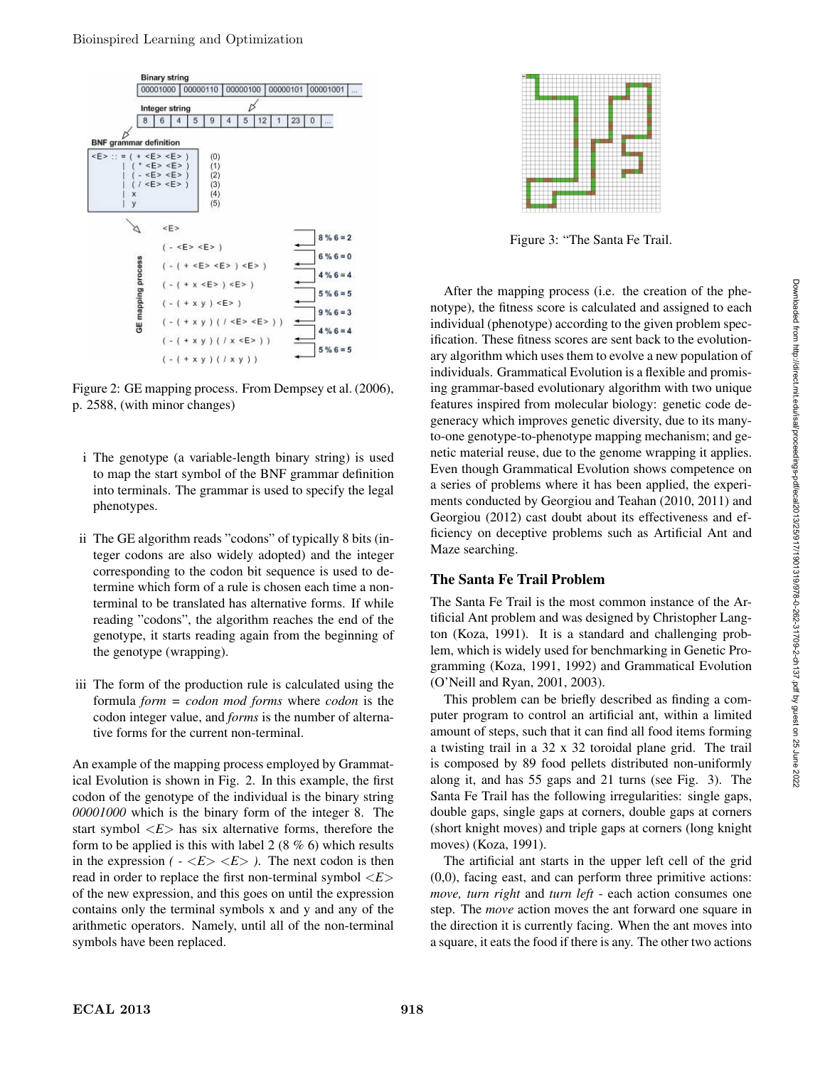Figure 2: GE mapping process. From Dempsey et al. (2006), p. 2588, (with minor changes)

i The genotype (a variable-length binary string) is used to map the start symbol of the BNF grammar definition into terminals. The grammar is used to specify the legal phenotypes.

ii The GE algorithm reads "codons" of typically 8 bits (integer codons are also widely adopted) and the integer corresponding to the codon bit sequence is used to determine which form of a rule is chosen each time a non-terminal to be translated has alternative forms. If while reading "codons", the algorithm reaches the end of the genotype, it starts reading again from the beginning of the genotype (wrapping).

iii The form of the production rule is calculated using the formula *form = codon mod forms* where *codon* is the codon integer value, and *forms* is the number of alternative forms for the current non-terminal.

An example of the mapping process employed by Grammatical Evolution is shown in Fig. 2. In this example, the first codon of the genotype of the individual is the binary string *00001000* which is the binary form of the integer 8. The start symbol *<E>* has six alternative forms, therefore the form to be applied is this with label 2 (8 % 6) which results in the expression *( - <E> <E> )*. The next codon is then read in order to replace the first non-terminal symbol *<E>* of the new expression, and this goes on until the expression contains only the terminal symbols x and y and any of the arithmetic operators. Namely, until all of the non-terminal symbols have been replaced.

Figure 3: "The Santa Fe Trail.

After the mapping process (i.e. the creation of the phenotype), the fitness score is calculated and assigned to each individual (phenotype) according to the given problem specification. These fitness scores are sent back to the evolutionary algorithm which uses them to evolve a new population of individuals. Grammatical Evolution is a flexible and promising grammar-based evolutionary algorithm with two unique features inspired from molecular biology: genetic code degeneracy which improves genetic diversity, due to its many-to-one genotype-to-phenotype mapping mechanism; and genetic material reuse, due to the genome wrapping it applies. Even though Grammatical Evolution shows competence on a series of problems where it has been applied, the experiments conducted by Georgiou and Teahan (2010, 2011) and Georgiou (2012) cast doubt about its effectiveness and efficiency on deceptive problems such as Artificial Ant and Maze searching.

## The Santa Fe Trail Problem

The Santa Fe Trail is the most common instance of the Artificial Ant problem and was designed by Christopher Langton (Koza, 1991). It is a standard and challenging problem, which is widely used for benchmarking in Genetic Programming (Koza, 1991, 1992) and Grammatical Evolution (O'Neill and Ryan, 2001, 2003).

This problem can be briefly described as finding a computer program to control an artificial ant, within a limited amount of steps, such that it can find all food items forming a twisting trail in a 32 x 32 toroidal plane grid. The trail is composed by 89 food pellets distributed non-uniformly along it, and has 55 gaps and 21 turns (see Fig. 3). The Santa Fe Trail has the following irregularities: single gaps, double gaps, single gaps at corners, double gaps at corners (short knight moves) and triple gaps at corners (long knight moves) (Koza, 1991).

The artificial ant starts in the upper left cell of the grid (0,0), facing east, and can perform three primitive actions: *move, turn right* and *turn left* - each action consumes one step. The *move* action moves the ant forward one square in the direction it is currently facing. When the ant moves into a square, it eats the food if there is any. The other two actions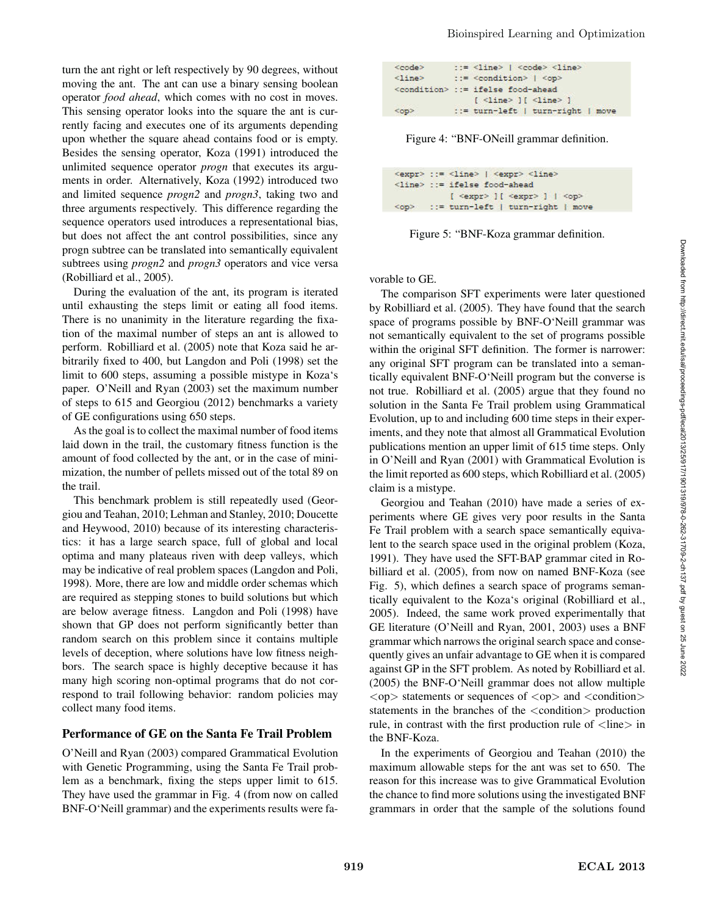turn the ant right or left respectively by 90 degrees, without moving the ant. The ant can use a binary sensing boolean operator *food ahead*, which comes with no cost in moves. This sensing operator looks into the square the ant is currently facing and executes one of its arguments depending upon whether the square ahead contains food or is empty. Besides the sensing operator, Koza (1991) introduced the unlimited sequence operator *progn* that executes its arguments in order. Alternatively, Koza (1992) introduced two and limited sequence *progn2* and *progn3*, taking two and three arguments respectively. This difference regarding the sequence operators used introduces a representational bias, but does not affect the ant control possibilities, since any progn subtree can be translated into semantically equivalent subtrees using *progn2* and *progn3* operators and vice versa (Robilliard et al., 2005).

During the evaluation of the ant, its program is iterated until exhausting the steps limit or eating all food items. There is no unanimity in the literature regarding the fixation of the maximal number of steps an ant is allowed to perform. Robilliard et al. (2005) note that Koza said he arbitrarily fixed to 400, but Langdon and Poli (1998) set the limit to 600 steps, assuming a possible mistype in Koza's paper. O'Neill and Ryan (2003) set the maximum number of steps to 615 and Georgiou (2012) benchmarks a variety of GE configurations using 650 steps.

As the goal is to collect the maximal number of food items laid down in the trail, the customary fitness function is the amount of food collected by the ant, or in the case of minimization, the number of pellets missed out of the total 89 on the trail.

This benchmark problem is still repeatedly used (Georgiou and Teahan, 2010; Lehman and Stanley, 2010; Doucette and Heywood, 2010) because of its interesting characteristics: it has a large search space, full of global and local optima and many plateaus riven with deep valleys, which may be indicative of real problem spaces (Langdon and Poli, 1998). More, there are low and middle order schemas which are required as stepping stones to build solutions but which are below average fitness. Langdon and Poli (1998) have shown that GP does not perform significantly better than random search on this problem since it contains multiple levels of deception, where solutions have low fitness neighbors. The search space is highly deceptive because it has many high scoring non-optimal programs that do not correspond to trail following behavior: random policies may collect many food items.

## Performance of GE on the Santa Fe Trail Problem

O'Neill and Ryan (2003) compared Grammatical Evolution with Genetic Programming, using the Santa Fe Trail problem as a benchmark, fixing the steps upper limit to 615. They have used the grammar in Fig. 4 (from now on called BNF-O'Neill grammar) and the experiments results were favorable to GE.

```
<code>      ::= <line> | <code> <line>
<line>      ::= <condition> | <op>
<condition> ::= ifelse food-ahead
                [ <line> ][ <line> ]
<op>        ::= turn-left | turn-right | move
```

Figure 4: "BNF-ONeill grammar definition.

```
<expr> ::= <line> | <expr> <line>
<line> ::= ifelse food-ahead
           [ <expr> ][ <expr> ] | <op>
<op>   ::= turn-left | turn-right | move
```

Figure 5: "BNF-Koza grammar definition.

The comparison SFT experiments were later questioned by Robilliard et al. (2005). They have found that the search space of programs possible by BNF-O'Neill grammar was not semantically equivalent to the set of programs possible within the original SFT definition. The former is narrower: any original SFT program can be translated into a semantically equivalent BNF-O'Neill program but the converse is not true. Robilliard et al. (2005) argue that they found no solution in the Santa Fe Trail problem using Grammatical Evolution, up to and including 600 time steps in their experiments, and they note that almost all Grammatical Evolution publications mention an upper limit of 615 time steps. Only in O'Neill and Ryan (2001) with Grammatical Evolution is the limit reported as 600 steps, which Robilliard et al. (2005) claim is a mistype.

Georgiou and Teahan (2010) have made a series of experiments where GE gives very poor results in the Santa Fe Trail problem with a search space semantically equivalent to the search space used in the original problem (Koza, 1991). They have used the SFT-BAP grammar cited in Robilliard et al. (2005), from now on named BNF-Koza (see Fig. 5), which defines a search space of programs semantically equivalent to the Koza's original (Robilliard et al., 2005). Indeed, the same work proved experimentally that GE literature (O'Neill and Ryan, 2001, 2003) uses a BNF grammar which narrows the original search space and consequently gives an unfair advantage to GE when it is compared against GP in the SFT problem. As noted by Robilliard et al. (2005) the BNF-O'Neill grammar does not allow multiple <op> statements or sequences of <op> and <condition> statements in the branches of the <condition> production rule, in contrast with the first production rule of <line> in the BNF-Koza.

In the experiments of Georgiou and Teahan (2010) the maximum allowable steps for the ant was set to 650. The reason for this increase was to give Grammatical Evolution the chance to find more solutions using the investigated BNF grammars in order that the sample of the solutions found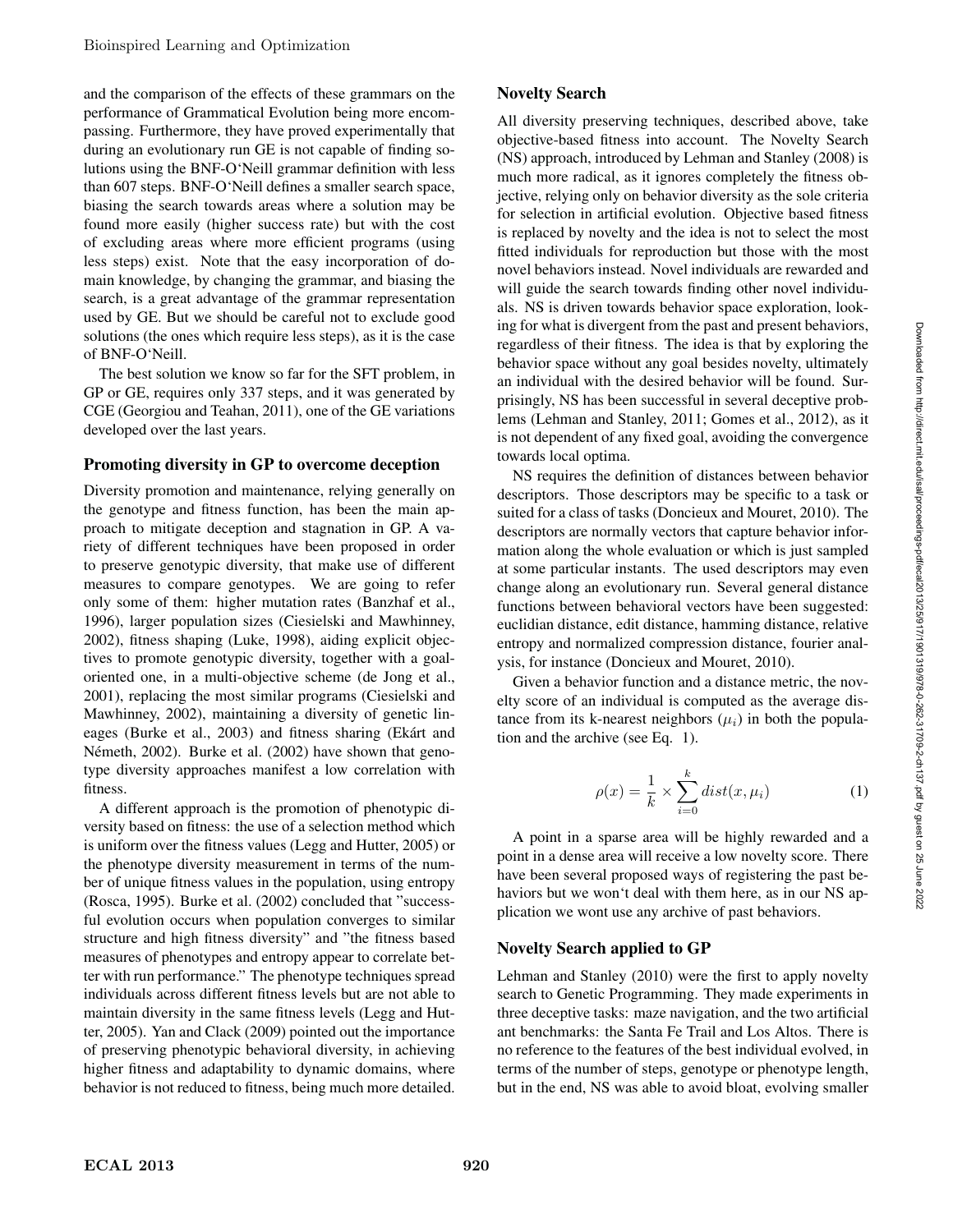and the comparison of the effects of these grammars on the performance of Grammatical Evolution being more encompassing. Furthermore, they have proved experimentally that during an evolutionary run GE is not capable of finding solutions using the BNF-O'Neill grammar definition with less than 607 steps. BNF-O'Neill defines a smaller search space, biasing the search towards areas where a solution may be found more easily (higher success rate) but with the cost of excluding areas where more efficient programs (using less steps) exist. Note that the easy incorporation of domain knowledge, by changing the grammar, and biasing the search, is a great advantage of the grammar representation used by GE. But we should be careful not to exclude good solutions (the ones which require less steps), as it is the case of BNF-O'Neill.

The best solution we know so far for the SFT problem, in GP or GE, requires only 337 steps, and it was generated by CGE (Georgiou and Teahan, 2011), one of the GE variations developed over the last years.

## Promoting diversity in GP to overcome deception

Diversity promotion and maintenance, relying generally on the genotype and fitness function, has been the main approach to mitigate deception and stagnation in GP. A variety of different techniques have been proposed in order to preserve genotypic diversity, that make use of different measures to compare genotypes. We are going to refer only some of them: higher mutation rates (Banzhaf et al., 1996), larger population sizes (Ciesielski and Mawhinney, 2002), fitness shaping (Luke, 1998), aiding explicit objectives to promote genotypic diversity, together with a goal-oriented one, in a multi-objective scheme (de Jong et al., 2001), replacing the most similar programs (Ciesielski and Mawhinney, 2002), maintaining a diversity of genetic lineages (Burke et al., 2003) and fitness sharing (Ekárt and Németh, 2002). Burke et al. (2002) have shown that genotype diversity approaches manifest a low correlation with fitness.

A different approach is the promotion of phenotypic diversity based on fitness: the use of a selection method which is uniform over the fitness values (Legg and Hutter, 2005) or the phenotype diversity measurement in terms of the number of unique fitness values in the population, using entropy (Rosca, 1995). Burke et al. (2002) concluded that "successful evolution occurs when population converges to similar structure and high fitness diversity" and "the fitness based measures of phenotypes and entropy appear to correlate better with run performance." The phenotype techniques spread individuals across different fitness levels but are not able to maintain diversity in the same fitness levels (Legg and Hutter, 2005). Yan and Clack (2009) pointed out the importance of preserving phenotypic behavioral diversity, in achieving higher fitness and adaptability to dynamic domains, where behavior is not reduced to fitness, being much more detailed.

## Novelty Search

All diversity preserving techniques, described above, take objective-based fitness into account. The Novelty Search (NS) approach, introduced by Lehman and Stanley (2008) is much more radical, as it ignores completely the fitness objective, relying only on behavior diversity as the sole criteria for selection in artificial evolution. Objective based fitness is replaced by novelty and the idea is not to select the most fitted individuals for reproduction but those with the most novel behaviors instead. Novel individuals are rewarded and will guide the search towards finding other novel individuals. NS is driven towards behavior space exploration, looking for what is divergent from the past and present behaviors, regardless of their fitness. The idea is that by exploring the behavior space without any goal besides novelty, ultimately an individual with the desired behavior will be found. Surprisingly, NS has been successful in several deceptive problems (Lehman and Stanley, 2011; Gomes et al., 2012), as it is not dependent of any fixed goal, avoiding the convergence towards local optima.

NS requires the definition of distances between behavior descriptors. Those descriptors may be specific to a task or suited for a class of tasks (Doncieux and Mouret, 2010). The descriptors are normally vectors that capture behavior information along the whole evaluation or which is just sampled at some particular instants. The used descriptors may even change along an evolutionary run. Several general distance functions between behavioral vectors have been suggested: euclidian distance, edit distance, hamming distance, relative entropy and normalized compression distance, fourier analysis, for instance (Doncieux and Mouret, 2010).

Given a behavior function and a distance metric, the novelty score of an individual is computed as the average distance from its k-nearest neighbors ($\mu_i$) in both the population and the archive (see Eq. 1).

$$\rho(x) = \frac{1}{k} \times \sum_{i=0}^{k} dist(x, \mu_i) \tag{1}$$

A point in a sparse area will be highly rewarded and a point in a dense area will receive a low novelty score. There have been several proposed ways of registering the past behaviors but we won't deal with them here, as in our NS application we wont use any archive of past behaviors.

## Novelty Search applied to GP

Lehman and Stanley (2010) were the first to apply novelty search to Genetic Programming. They made experiments in three deceptive tasks: maze navigation, and the two artificial ant benchmarks: the Santa Fe Trail and Los Altos. There is no reference to the features of the best individual evolved, in terms of the number of steps, genotype or phenotype length, but in the end, NS was able to avoid bloat, evolving smaller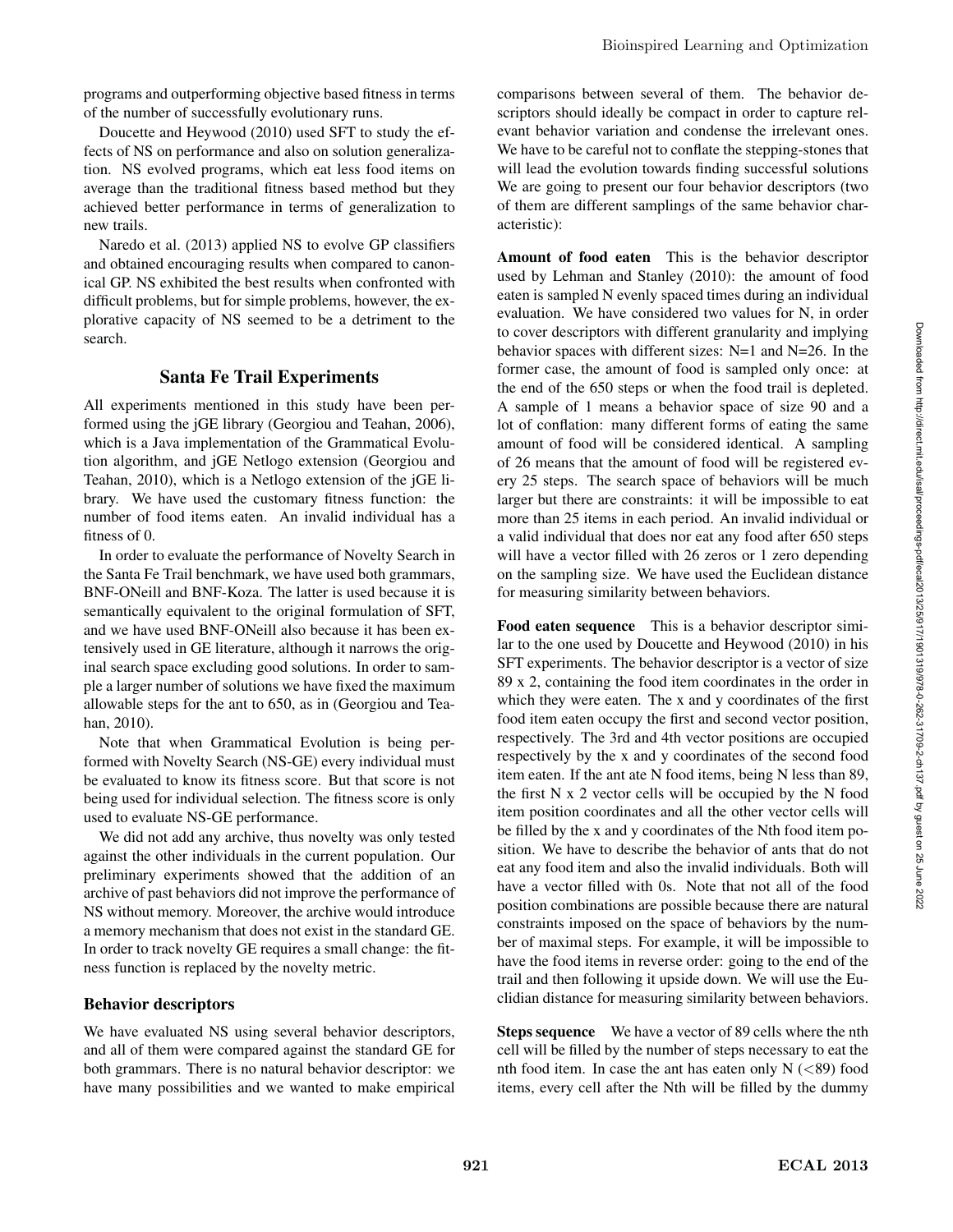programs and outperforming objective based fitness in terms of the number of successfully evolutionary runs.

Doucette and Heywood (2010) used SFT to study the effects of NS on performance and also on solution generalization. NS evolved programs, which eat less food items on average than the traditional fitness based method but they achieved better performance in terms of generalization to new trails.

Naredo et al. (2013) applied NS to evolve GP classifiers and obtained encouraging results when compared to canonical GP. NS exhibited the best results when confronted with difficult problems, but for simple problems, however, the explorative capacity of NS seemed to be a detriment to the search.

## Santa Fe Trail Experiments

All experiments mentioned in this study have been performed using the jGE library (Georgiou and Teahan, 2006), which is a Java implementation of the Grammatical Evolution algorithm, and jGE Netlogo extension (Georgiou and Teahan, 2010), which is a Netlogo extension of the jGE library. We have used the customary fitness function: the number of food items eaten. An invalid individual has a fitness of 0.

In order to evaluate the performance of Novelty Search in the Santa Fe Trail benchmark, we have used both grammars, BNF-ONeill and BNF-Koza. The latter is used because it is semantically equivalent to the original formulation of SFT, and we have used BNF-ONeill also because it has been extensively used in GE literature, although it narrows the original search space excluding good solutions. In order to sample a larger number of solutions we have fixed the maximum allowable steps for the ant to 650, as in (Georgiou and Teahan, 2010).

Note that when Grammatical Evolution is being performed with Novelty Search (NS-GE) every individual must be evaluated to know its fitness score. But that score is not being used for individual selection. The fitness score is only used to evaluate NS-GE performance.

We did not add any archive, thus novelty was only tested against the other individuals in the current population. Our preliminary experiments showed that the addition of an archive of past behaviors did not improve the performance of NS without memory. Moreover, the archive would introduce a memory mechanism that does not exist in the standard GE. In order to track novelty GE requires a small change: the fitness function is replaced by the novelty metric.

### Behavior descriptors

We have evaluated NS using several behavior descriptors, and all of them were compared against the standard GE for both grammars. There is no natural behavior descriptor: we have many possibilities and we wanted to make empirical comparisons between several of them. The behavior descriptors should ideally be compact in order to capture relevant behavior variation and condense the irrelevant ones. We have to be careful not to conflate the stepping-stones that will lead the evolution towards finding successful solutions We are going to present our four behavior descriptors (two of them are different samplings of the same behavior characteristic):

**Amount of food eaten** This is the behavior descriptor used by Lehman and Stanley (2010): the amount of food eaten is sampled N evenly spaced times during an individual evaluation. We have considered two values for N, in order to cover descriptors with different granularity and implying behavior spaces with different sizes: N=1 and N=26. In the former case, the amount of food is sampled only once: at the end of the 650 steps or when the food trail is depleted. A sample of 1 means a behavior space of size 90 and a lot of conflation: many different forms of eating the same amount of food will be considered identical. A sampling of 26 means that the amount of food will be registered every 25 steps. The search space of behaviors will be much larger but there are constraints: it will be impossible to eat more than 25 items in each period. An invalid individual or a valid individual that does nor eat any food after 650 steps will have a vector filled with 26 zeros or 1 zero depending on the sampling size. We have used the Euclidean distance for measuring similarity between behaviors.

**Food eaten sequence** This is a behavior descriptor similar to the one used by Doucette and Heywood (2010) in his SFT experiments. The behavior descriptor is a vector of size 89 x 2, containing the food item coordinates in the order in which they were eaten. The x and y coordinates of the first food item eaten occupy the first and second vector position, respectively. The 3rd and 4th vector positions are occupied respectively by the x and y coordinates of the second food item eaten. If the ant ate N food items, being N less than 89, the first N x 2 vector cells will be occupied by the N food item position coordinates and all the other vector cells will be filled by the x and y coordinates of the Nth food item position. We have to describe the behavior of ants that do not eat any food item and also the invalid individuals. Both will have a vector filled with 0s. Note that not all of the food position combinations are possible because there are natural constraints imposed on the space of behaviors by the number of maximal steps. For example, it will be impossible to have the food items in reverse order: going to the end of the trail and then following it upside down. We will use the Euclidian distance for measuring similarity between behaviors.

**Steps sequence** We have a vector of 89 cells where the nth cell will be filled by the number of steps necessary to eat the nth food item. In case the ant has eaten only N (<89) food items, every cell after the Nth will be filled by the dummy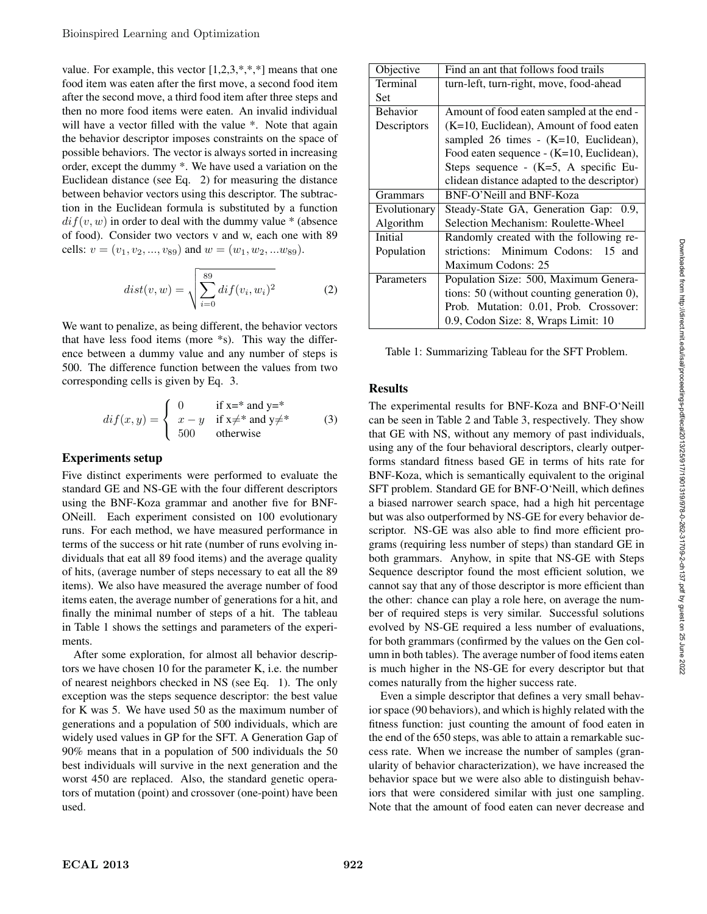value. For example, this vector [1,2,3,*,*,*] means that one food item was eaten after the first move, a second food item after the second move, a third food item after three steps and then no more food items were eaten. An invalid individual will have a vector filled with the value *. Note that again the behavior descriptor imposes constraints on the space of possible behaviors. The vector is always sorted in increasing order, except the dummy *. We have used a variation on the Euclidean distance (see Eq. 2) for measuring the distance between behavior vectors using this descriptor. The subtraction in the Euclidean formula is substituted by a function $dif(v, w)$ in order to deal with the dummy value * (absence of food). Consider two vectors v and w, each one with 89 cells: $v = (v_1, v_2, ..., v_{89})$ and $w = (w_1, w_2, ...w_{89})$.

$$dist(v, w) = \sqrt{\sum_{i=0}^{89} dif(v_i, w_i)^2} \tag{2}$$

We want to penalize, as being different, the behavior vectors that have less food items (more *s). This way the difference between a dummy value and any number of steps is 500. The difference function between the values from two corresponding cells is given by Eq. 3.

$$dif(x, y) = \begin{cases} 0 & \text{if x=* and y=*} \\ x - y & \text{if x}\neq\text{* and y}\neq\text{*} \\ 500 & \text{otherwise} \end{cases} \tag{3}$$

### Experiments setup

Five distinct experiments were performed to evaluate the standard GE and NS-GE with the four different descriptors using the BNF-Koza grammar and another five for BNF-ONeill. Each experiment consisted on 100 evolutionary runs. For each method, we have measured performance in terms of the success or hit rate (number of runs evolving individuals that eat all 89 food items) and the average quality of hits, (average number of steps necessary to eat all the 89 items). We also have measured the average number of food items eaten, the average number of generations for a hit, and finally the minimal number of steps of a hit. The tableau in Table 1 shows the settings and parameters of the experiments.

After some exploration, for almost all behavior descriptors we have chosen 10 for the parameter K, i.e. the number of nearest neighbors checked in NS (see Eq. 1). The only exception was the steps sequence descriptor: the best value for K was 5. We have used 50 as the maximum number of generations and a population of 500 individuals, which are widely used values in GP for the SFT. A Generation Gap of 90% means that in a population of 500 individuals the 50 best individuals will survive in the next generation and the worst 450 are replaced. Also, the standard genetic operators of mutation (point) and crossover (one-point) have been used.

| Objective | Find an ant that follows food trails |
|---|---|
| Terminal Set | turn-left, turn-right, move, food-ahead |
| Behavior Descriptors | Amount of food eaten sampled at the end - (K=10, Euclidean), Amount of food eaten sampled 26 times - (K=10, Euclidean), Food eaten sequence - (K=10, Euclidean), Steps sequence - (K=5, A specific Euclidean distance adapted to the descriptor) |
| Grammars | BNF-O'Neill and BNF-Koza |
| Evolutionary Algorithm | Steady-State GA, Generation Gap: 0.9, Selection Mechanism: Roulette-Wheel |
| Initial Population | Randomly created with the following restrictions: Minimum Codons: 15 and Maximum Codons: 25 |
| Parameters | Population Size: 500, Maximum Generations: 50 (without counting generation 0), Prob. Mutation: 0.01, Prob. Crossover: 0.9, Codon Size: 8, Wraps Limit: 10 |

Table 1: Summarizing Tableau for the SFT Problem.

### Results

The experimental results for BNF-Koza and BNF-O'Neill can be seen in Table 2 and Table 3, respectively. They show that GE with NS, without any memory of past individuals, using any of the four behavioral descriptors, clearly outperforms standard fitness based GE in terms of hits rate for BNF-Koza, which is semantically equivalent to the original SFT problem. Standard GE for BNF-O'Neill, which defines a biased narrower search space, had a high hit percentage but was also outperformed by NS-GE for every behavior descriptor. NS-GE was also able to find more efficient programs (requiring less number of steps) than standard GE in both grammars. Anyhow, in spite that NS-GE with Steps Sequence descriptor found the most efficient solution, we cannot say that any of those descriptor is more efficient than the other: chance can play a role here, on average the number of required steps is very similar. Successful solutions evolved by NS-GE required a less number of evaluations, for both grammars (confirmed by the values on the Gen column in both tables). The average number of food items eaten is much higher in the NS-GE for every descriptor but that comes naturally from the higher success rate.

Even a simple descriptor that defines a very small behavior space (90 behaviors), and which is highly related with the fitness function: just counting the amount of food eaten in the end of the 650 steps, was able to attain a remarkable success rate. When we increase the number of samples (granularity of behavior characterization), we have increased the behavior space but we were also able to distinguish behaviors that were considered similar with just one sampling. Note that the amount of food eaten can never decrease and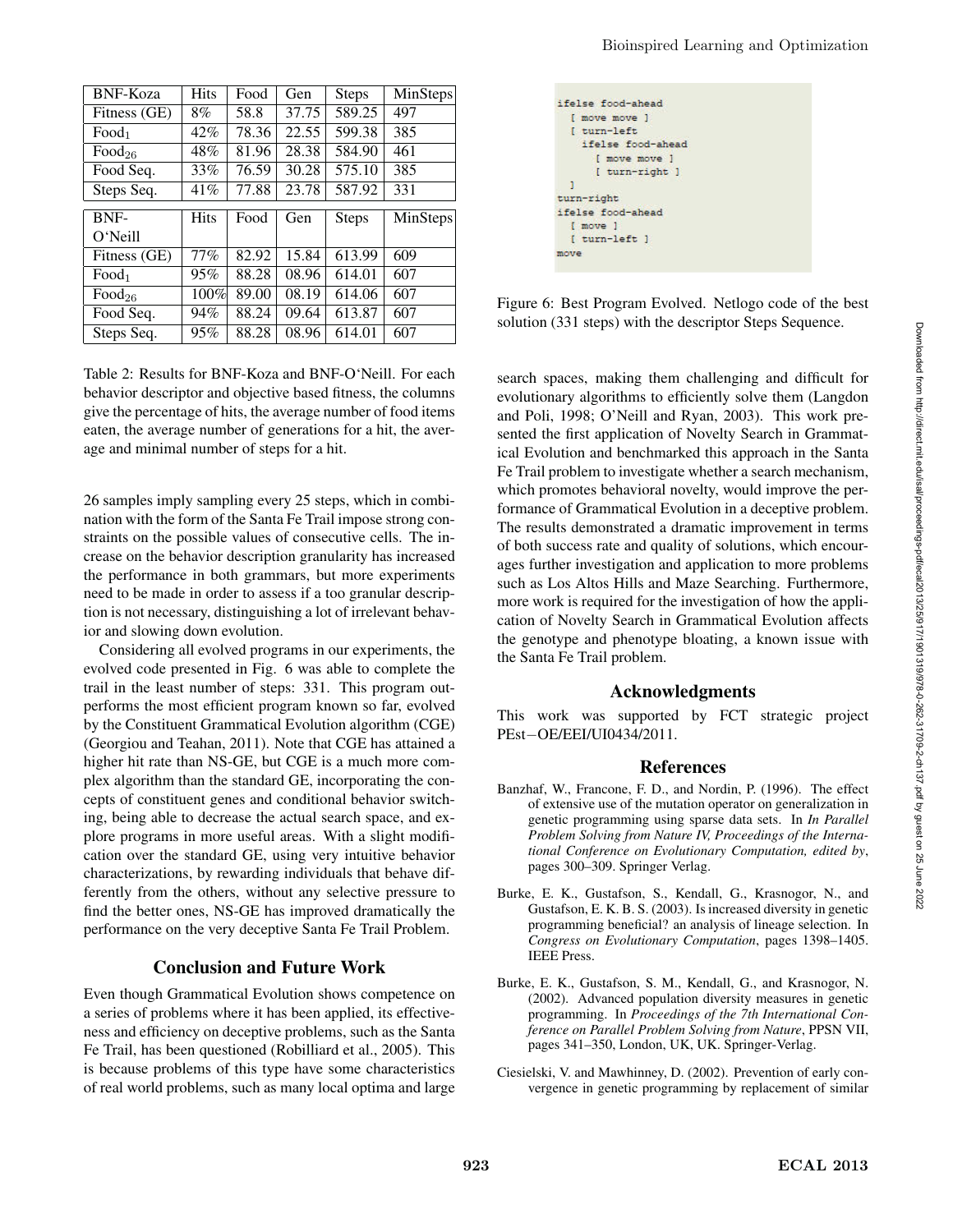| BNF-Koza | Hits | Food | Gen | Steps | MinSteps |
|---|---|---|---|---|---|
| Fitness (GE) | 8% | 58.8 | 37.75 | 589.25 | 497 |
| $Food_1$ | 42% | 78.36 | 22.55 | 599.38 | 385 |
| $Food_{26}$ | 48% | 81.96 | 28.38 | 584.90 | 461 |
| Food Seq. | 33% | 76.59 | 30.28 | 575.10 | 385 |
| Steps Seq. | 41% | 77.88 | 23.78 | 587.92 | 331 |

| BNF-O'Neill | Hits | Food | Gen | Steps | MinSteps |
|---|---|---|---|---|---|
| Fitness (GE) | 77% | 82.92 | 15.84 | 613.99 | 609 |
| $Food_1$ | 95% | 88.28 | 08.96 | 614.01 | 607 |
| $Food_{26}$ | 100% | 89.00 | 08.19 | 614.06 | 607 |
| Food Seq. | 94% | 88.24 | 09.64 | 613.87 | 607 |
| Steps Seq. | 95% | 88.28 | 08.96 | 614.01 | 607 |

Table 2: Results for BNF-Koza and BNF-O'Neill. For each behavior descriptor and objective based fitness, the columns give the percentage of hits, the average number of food items eaten, the average number of generations for a hit, the average and minimal number of steps for a hit.

26 samples imply sampling every 25 steps, which in combination with the form of the Santa Fe Trail impose strong constraints on the possible values of consecutive cells. The increase on the behavior description granularity has increased the performance in both grammars, but more experiments need to be made in order to assess if a too granular description is not necessary, distinguishing a lot of irrelevant behavior and slowing down evolution.

Considering all evolved programs in our experiments, the evolved code presented in Fig. 6 was able to complete the trail in the least number of steps: 331. This program outperforms the most efficient program known so far, evolved by the Constituent Grammatical Evolution algorithm (CGE) (Georgiou and Teahan, 2011). Note that CGE has attained a higher hit rate than NS-GE, but CGE is a much more complex algorithm than the standard GE, incorporating the concepts of constituent genes and conditional behavior switching, being able to decrease the actual search space, and explore programs in more useful areas. With a slight modification over the standard GE, using very intuitive behavior characterizations, by rewarding individuals that behave differently from the others, without any selective pressure to find the better ones, NS-GE has improved dramatically the performance on the very deceptive Santa Fe Trail Problem.

```
ifelse food-ahead
  [ move move ]
  [ turn-left
    ifelse food-ahead
      [ move move ]
      [ turn-right ]
  ]
turn-right
ifelse food-ahead
  [ move ]
  [ turn-left ]
move
```

Figure 6: Best Program Evolved. Netlogo code of the best solution (331 steps) with the descriptor Steps Sequence.

## Conclusion and Future Work

Even though Grammatical Evolution shows competence on a series of problems where it has been applied, its effectiveness and efficiency on deceptive problems, such as the Santa Fe Trail, has been questioned (Robilliard et al., 2005). This is because problems of this type have some characteristics of real world problems, such as many local optima and large search spaces, making them challenging and difficult for evolutionary algorithms to efficiently solve them (Langdon and Poli, 1998; O'Neill and Ryan, 2003). This work presented the first application of Novelty Search in Grammatical Evolution and benchmarked this approach in the Santa Fe Trail problem to investigate whether a search mechanism, which promotes behavioral novelty, would improve the performance of Grammatical Evolution in a deceptive problem. The results demonstrated a dramatic improvement in terms of both success rate and quality of solutions, which encourages further investigation and application to more problems such as Los Altos Hills and Maze Searching. Furthermore, more work is required for the investigation of how the application of Novelty Search in Grammatical Evolution affects the genotype and phenotype bloating, a known issue with the Santa Fe Trail problem.

## Acknowledgments

This work was supported by FCT strategic project PEst−OE/EEI/UI0434/2011.

## References

Banzhaf, W., Francone, F. D., and Nordin, P. (1996). The effect of extensive use of the mutation operator on generalization in genetic programming using sparse data sets. In *In Parallel Problem Solving from Nature IV, Proceedings of the International Conference on Evolutionary Computation, edited by*, pages 300–309. Springer Verlag.

Burke, E. K., Gustafson, S., Kendall, G., Krasnogor, N., and Gustafson, E. K. B. S. (2003). Is increased diversity in genetic programming beneficial? an analysis of lineage selection. In *Congress on Evolutionary Computation*, pages 1398–1405. IEEE Press.

Burke, E. K., Gustafson, S. M., Kendall, G., and Krasnogor, N. (2002). Advanced population diversity measures in genetic programming. In *Proceedings of the 7th International Conference on Parallel Problem Solving from Nature*, PPSN VII, pages 341–350, London, UK, UK. Springer-Verlag.

Ciesielski, V. and Mawhinney, D. (2002). Prevention of early convergence in genetic programming by replacement of similar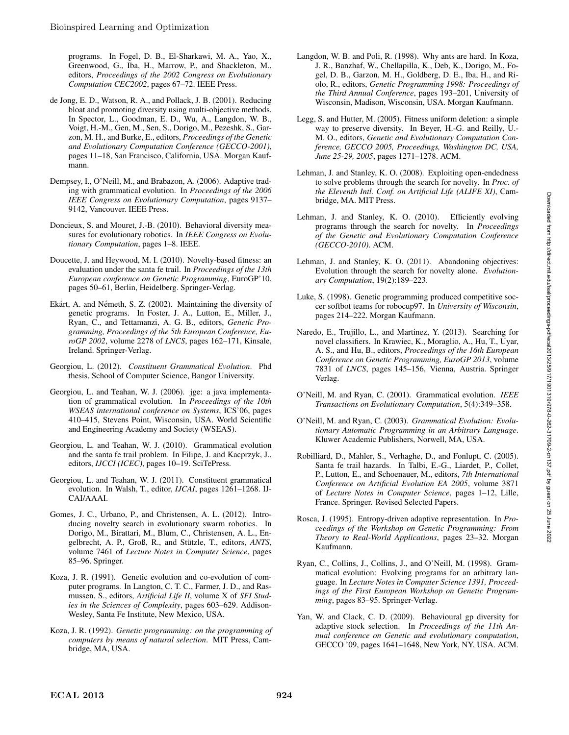programs. In Fogel, D. B., El-Sharkawi, M. A., Yao, X., Greenwood, G., Iba, H., Marrow, P., and Shackleton, M., editors, *Proceedings of the 2002 Congress on Evolutionary Computation CEC2002*, pages 67–72. IEEE Press.

de Jong, E. D., Watson, R. A., and Pollack, J. B. (2001). Reducing bloat and promoting diversity using multi-objective methods. In Spector, L., Goodman, E. D., Wu, A., Langdon, W. B., Voigt, H.-M., Gen, M., Sen, S., Dorigo, M., Pezeshk, S., Garzon, M. H., and Burke, E., editors, *Proceedings of the Genetic and Evolutionary Computation Conference (GECCO-2001)*, pages 11–18, San Francisco, California, USA. Morgan Kaufmann.

Dempsey, I., O'Neill, M., and Brabazon, A. (2006). Adaptive trading with grammatical evolution. In *Proceedings of the 2006 IEEE Congress on Evolutionary Computation*, pages 9137–9142, Vancouver. IEEE Press.

Doncieux, S. and Mouret, J.-B. (2010). Behavioral diversity measures for evolutionary robotics. In *IEEE Congress on Evolutionary Computation*, pages 1–8. IEEE.

Doucette, J. and Heywood, M. I. (2010). Novelty-based fitness: an evaluation under the santa fe trail. In *Proceedings of the 13th European conference on Genetic Programming*, EuroGP'10, pages 50–61, Berlin, Heidelberg. Springer-Verlag.

Ekárt, A. and Németh, S. Z. (2002). Maintaining the diversity of genetic programs. In Foster, J. A., Lutton, E., Miller, J., Ryan, C., and Tettamanzi, A. G. B., editors, *Genetic Programming, Proceedings of the 5th European Conference, EuroGP 2002*, volume 2278 of *LNCS*, pages 162–171, Kinsale, Ireland. Springer-Verlag.

Georgiou, L. (2012). *Constituent Grammatical Evolution*. Phd thesis, School of Computer Science, Bangor University.

Georgiou, L. and Teahan, W. J. (2006). jge: a java implementation of grammatical evolution. In *Proceedings of the 10th WSEAS international conference on Systems*, ICS'06, pages 410–415, Stevens Point, Wisconsin, USA. World Scientific and Engineering Academy and Society (WSEAS).

Georgiou, L. and Teahan, W. J. (2010). Grammatical evolution and the santa fe trail problem. In Filipe, J. and Kacprzyk, J., editors, *IJCCI (ICEC)*, pages 10–19. SciTePress.

Georgiou, L. and Teahan, W. J. (2011). Constituent grammatical evolution. In Walsh, T., editor, *IJCAI*, pages 1261–1268. IJCAI/AAAI.

Gomes, J. C., Urbano, P., and Christensen, A. L. (2012). Introducing novelty search in evolutionary swarm robotics. In Dorigo, M., Birattari, M., Blum, C., Christensen, A. L., Engelbrecht, A. P., Groß, R., and Stützle, T., editors, *ANTS*, volume 7461 of *Lecture Notes in Computer Science*, pages 85–96. Springer.

Koza, J. R. (1991). Genetic evolution and co-evolution of computer programs. In Langton, C. T. C., Farmer, J. D., and Rasmussen, S., editors, *Artificial Life II*, volume X of *SFI Studies in the Sciences of Complexity*, pages 603–629. Addison-Wesley, Santa Fe Institute, New Mexico, USA.

Koza, J. R. (1992). *Genetic programming: on the programming of computers by means of natural selection*. MIT Press, Cambridge, MA, USA.

Langdon, W. B. and Poli, R. (1998). Why ants are hard. In Koza, J. R., Banzhaf, W., Chellapilla, K., Deb, K., Dorigo, M., Fogel, D. B., Garzon, M. H., Goldberg, D. E., Iba, H., and Riolo, R., editors, *Genetic Programming 1998: Proceedings of the Third Annual Conference*, pages 193–201, University of Wisconsin, Madison, Wisconsin, USA. Morgan Kaufmann.

Legg, S. and Hutter, M. (2005). Fitness uniform deletion: a simple way to preserve diversity. In Beyer, H.-G. and Reilly, U.-M. O., editors, *Genetic and Evolutionary Computation Conference, GECCO 2005, Proceedings, Washington DC, USA, June 25-29, 2005*, pages 1271–1278. ACM.

Lehman, J. and Stanley, K. O. (2008). Exploiting open-endedness to solve problems through the search for novelty. In *Proc. of the Eleventh Intl. Conf. on Artificial Life (ALIFE XI)*, Cambridge, MA. MIT Press.

Lehman, J. and Stanley, K. O. (2010). Efficiently evolving programs through the search for novelty. In *Proceedings of the Genetic and Evolutionary Computation Conference (GECCO-2010)*. ACM.

Lehman, J. and Stanley, K. O. (2011). Abandoning objectives: Evolution through the search for novelty alone. *Evolutionary Computation*, 19(2):189–223.

Luke, S. (1998). Genetic programming produced competitive soccer softbot teams for robocup97. In *University of Wisconsin*, pages 214–222. Morgan Kaufmann.

Naredo, E., Trujillo, L., and Martinez, Y. (2013). Searching for novel classifiers. In Krawiec, K., Moraglio, A., Hu, T., Uyar, A. S., and Hu, B., editors, *Proceedings of the 16th European Conference on Genetic Programming, EuroGP 2013*, volume 7831 of *LNCS*, pages 145–156, Vienna, Austria. Springer Verlag.

O'Neill, M. and Ryan, C. (2001). Grammatical evolution. *IEEE Transactions on Evolutionary Computation*, 5(4):349–358.

O'Neill, M. and Ryan, C. (2003). *Grammatical Evolution: Evolutionary Automatic Programming in an Arbitrary Language*. Kluwer Academic Publishers, Norwell, MA, USA.

Robilliard, D., Mahler, S., Verhaghe, D., and Fonlupt, C. (2005). Santa fe trail hazards. In Talbi, E.-G., Liardet, P., Collet, P., Lutton, E., and Schoenauer, M., editors, *7th International Conference on Artificial Evolution EA 2005*, volume 3871 of *Lecture Notes in Computer Science*, pages 1–12, Lille, France. Springer. Revised Selected Papers.

Rosca, J. (1995). Entropy-driven adaptive representation. In *Proceedings of the Workshop on Genetic Programming: From Theory to Real-World Applications*, pages 23–32. Morgan Kaufmann.

Ryan, C., Collins, J., Collins, J., and O'Neill, M. (1998). Grammatical evolution: Evolving programs for an arbitrary language. In *Lecture Notes in Computer Science 1391, Proceedings of the First European Workshop on Genetic Programming*, pages 83–95. Springer-Verlag.

Yan, W. and Clack, C. D. (2009). Behavioural gp diversity for adaptive stock selection. In *Proceedings of the 11th Annual conference on Genetic and evolutionary computation*, GECCO '09, pages 1641–1648, New York, NY, USA. ACM.